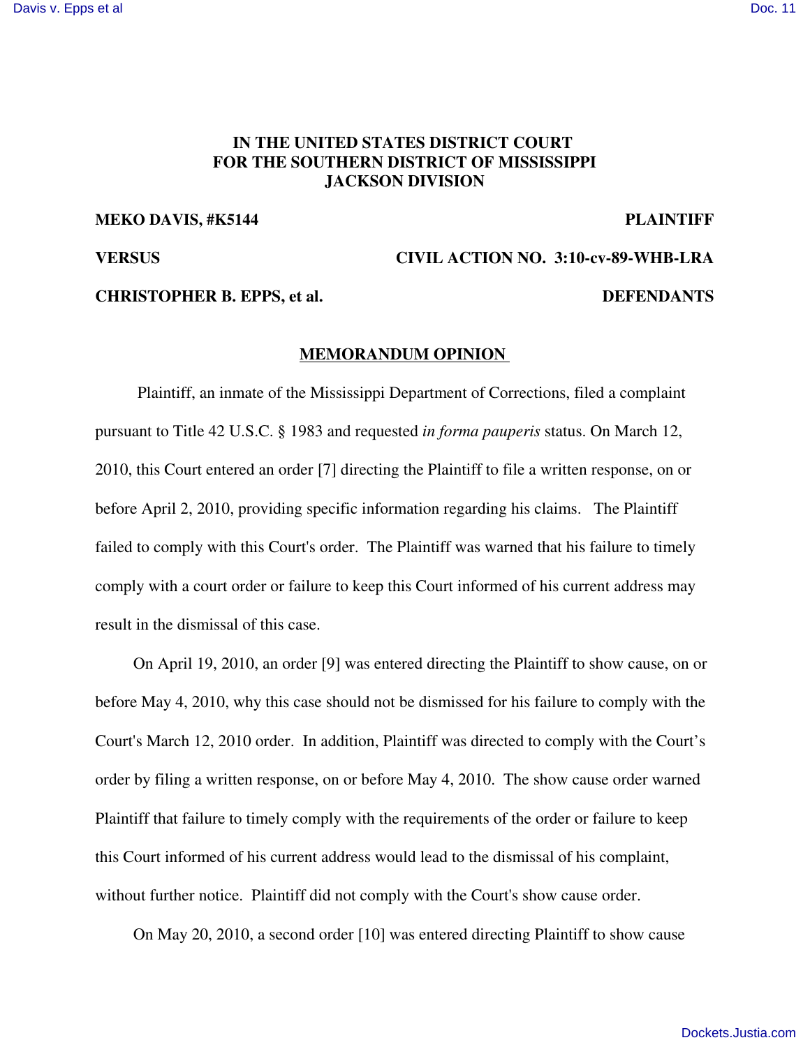**IN THE UNITED STATES DISTRICT COURT**
**FOR THE SOUTHERN DISTRICT OF MISSISSIPPI**
**JACKSON DIVISION**

**MEKO DAVIS, #K5144** **PLAINTIFF**

**VERSUS** **CIVIL ACTION NO. 3:10-cv-89-WHB-LRA**

**CHRISTOPHER B. EPPS, et al.** **DEFENDANTS**

## MEMORANDUM OPINION

Plaintiff, an inmate of the Mississippi Department of Corrections, filed a complaint pursuant to Title 42 U.S.C. § 1983 and requested *in forma pauperis* status. On March 12, 2010, this Court entered an order [7] directing the Plaintiff to file a written response, on or before April 2, 2010, providing specific information regarding his claims. The Plaintiff failed to comply with this Court's order. The Plaintiff was warned that his failure to timely comply with a court order or failure to keep this Court informed of his current address may result in the dismissal of this case.

On April 19, 2010, an order [9] was entered directing the Plaintiff to show cause, on or before May 4, 2010, why this case should not be dismissed for his failure to comply with the Court's March 12, 2010 order. In addition, Plaintiff was directed to comply with the Court's order by filing a written response, on or before May 4, 2010. The show cause order warned Plaintiff that failure to timely comply with the requirements of the order or failure to keep this Court informed of his current address would lead to the dismissal of his complaint, without further notice. Plaintiff did not comply with the Court's show cause order.

On May 20, 2010, a second order [10] was entered directing Plaintiff to show cause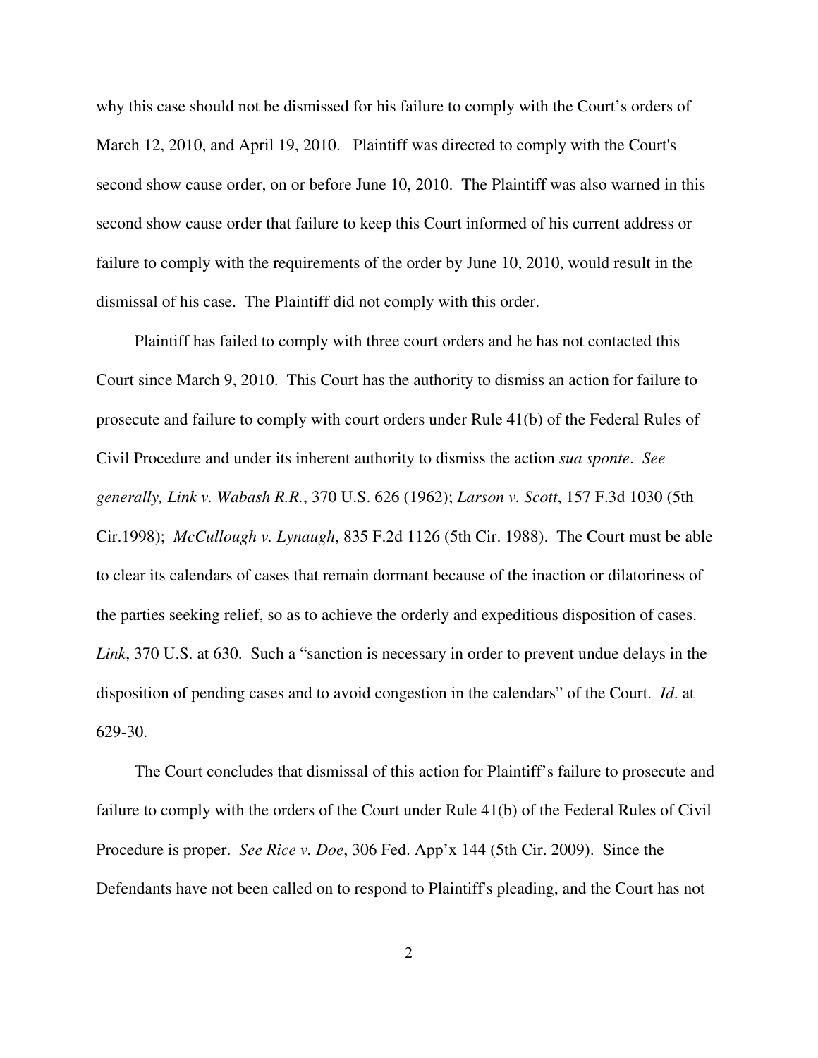why this case should not be dismissed for his failure to comply with the Court's orders of March 12, 2010, and April 19, 2010. Plaintiff was directed to comply with the Court's second show cause order, on or before June 10, 2010. The Plaintiff was also warned in this second show cause order that failure to keep this Court informed of his current address or failure to comply with the requirements of the order by June 10, 2010, would result in the dismissal of his case. The Plaintiff did not comply with this order.

Plaintiff has failed to comply with three court orders and he has not contacted this Court since March 9, 2010. This Court has the authority to dismiss an action for failure to prosecute and failure to comply with court orders under Rule 41(b) of the Federal Rules of Civil Procedure and under its inherent authority to dismiss the action *sua sponte*. *See generally, Link v. Wabash R.R.*, 370 U.S. 626 (1962); *Larson v. Scott*, 157 F.3d 1030 (5th Cir.1998); *McCullough v. Lynaugh*, 835 F.2d 1126 (5th Cir. 1988). The Court must be able to clear its calendars of cases that remain dormant because of the inaction or dilatoriness of the parties seeking relief, so as to achieve the orderly and expeditious disposition of cases. *Link*, 370 U.S. at 630. Such a "sanction is necessary in order to prevent undue delays in the disposition of pending cases and to avoid congestion in the calendars" of the Court. *Id*. at 629-30.

The Court concludes that dismissal of this action for Plaintiff's failure to prosecute and failure to comply with the orders of the Court under Rule 41(b) of the Federal Rules of Civil Procedure is proper. *See Rice v. Doe*, 306 Fed. App'x 144 (5th Cir. 2009). Since the Defendants have not been called on to respond to Plaintiff's pleading, and the Court has not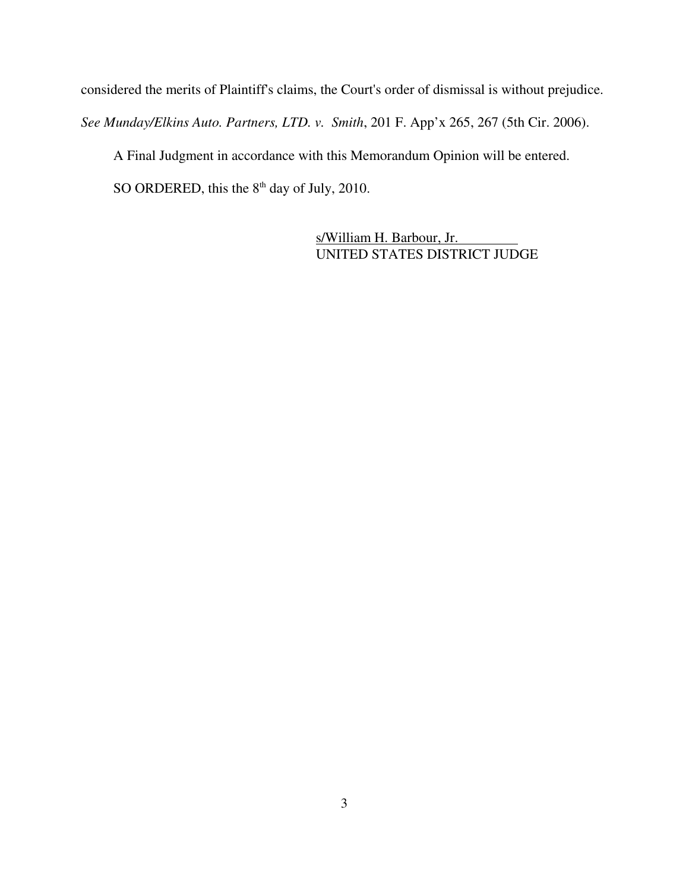considered the merits of Plaintiff's claims, the Court's order of dismissal is without prejudice. *See Munday/Elkins Auto. Partners, LTD. v. Smith*, 201 F. App'x 265, 267 (5th Cir. 2006).

A Final Judgment in accordance with this Memorandum Opinion will be entered.

SO ORDERED, this the 8th day of July, 2010.

s/William H. Barbour, Jr.
UNITED STATES DISTRICT JUDGE